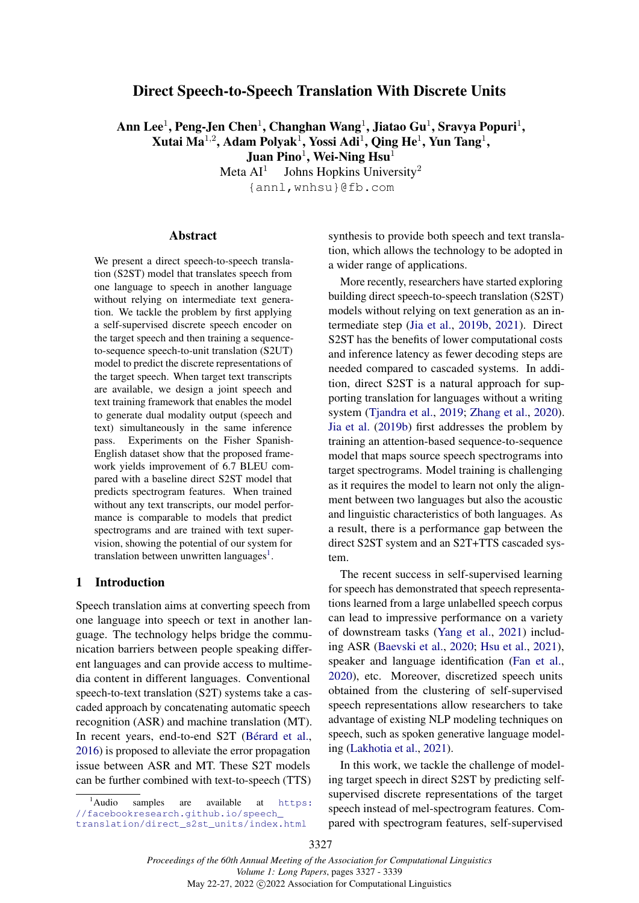# Direct Speech-to-Speech Translation With Discrete Units

**Ann Lee[1], Peng-Jen Chen[1], Changhan Wang[1], Jiatao Gu[1], Sravya Popuri[1], Xutai Ma[1,2], Adam Polyak[1], Yossi Adi[1], Qing He[1], Yun Tang[1], Juan Pino[1], Wei-Ning Hsu[1]**

Meta AI[1] Johns Hopkins University[2]

{annl,wnhsu}@fb.com

## Abstract

We present a direct speech-to-speech translation (S2ST) model that translates speech from one language to speech in another language without relying on intermediate text generation. We tackle the problem by first applying a self-supervised discrete speech encoder on the target speech and then training a sequence-to-sequence speech-to-unit translation (S2UT) model to predict the discrete representations of the target speech. When target text transcripts are available, we design a joint speech and text training framework that enables the model to generate dual modality output (speech and text) simultaneously in the same inference pass. Experiments on the Fisher Spanish-English dataset show that the proposed framework yields improvement of 6.7 BLEU compared with a baseline direct S2ST model that predicts spectrogram features. When trained without any text transcripts, our model performance is comparable to models that predict spectrograms and are trained with text supervision, showing the potential of our system for translation between unwritten languages[1].

## 1 Introduction

Speech translation aims at converting speech from one language into speech or text in another language. The technology helps bridge the communication barriers between people speaking different languages and can provide access to multimedia content in different languages. Conventional speech-to-text translation (S2T) systems take a cascaded approach by concatenating automatic speech recognition (ASR) and machine translation (MT). In recent years, end-to-end S2T (Bérard et al., 2016) is proposed to alleviate the error propagation issue between ASR and MT. These S2T models can be further combined with text-to-speech (TTS) synthesis to provide both speech and text translation, which allows the technology to be adopted in a wider range of applications.

More recently, researchers have started exploring building direct speech-to-speech translation (S2ST) models without relying on text generation as an intermediate step (Jia et al., 2019b, 2021). Direct S2ST has the benefits of lower computational costs and inference latency as fewer decoding steps are needed compared to cascaded systems. In addition, direct S2ST is a natural approach for supporting translation for languages without a writing system (Tjandra et al., 2019; Zhang et al., 2020). Jia et al. (2019b) first addresses the problem by training an attention-based sequence-to-sequence model that maps source speech spectrograms into target spectrograms. Model training is challenging as it requires the model to learn not only the alignment between two languages but also the acoustic and linguistic characteristics of both languages. As a result, there is a performance gap between the direct S2ST system and an S2T+TTS cascaded system.

The recent success in self-supervised learning for speech has demonstrated that speech representations learned from a large unlabelled speech corpus can lead to impressive performance on a variety of downstream tasks (Yang et al., 2021) including ASR (Baevski et al., 2020; Hsu et al., 2021), speaker and language identification (Fan et al., 2020), etc. Moreover, discretized speech units obtained from the clustering of self-supervised speech representations allow researchers to take advantage of existing NLP modeling techniques on speech, such as spoken generative language modeling (Lakhotia et al., 2021).

In this work, we tackle the challenge of modeling target speech in direct S2ST by predicting self-supervised discrete representations of the target speech instead of mel-spectrogram features. Compared with spectrogram features, self-supervised

[1] Audio samples are available at https://facebookresearch.github.io/speech_translation/direct_s2st_units/index.html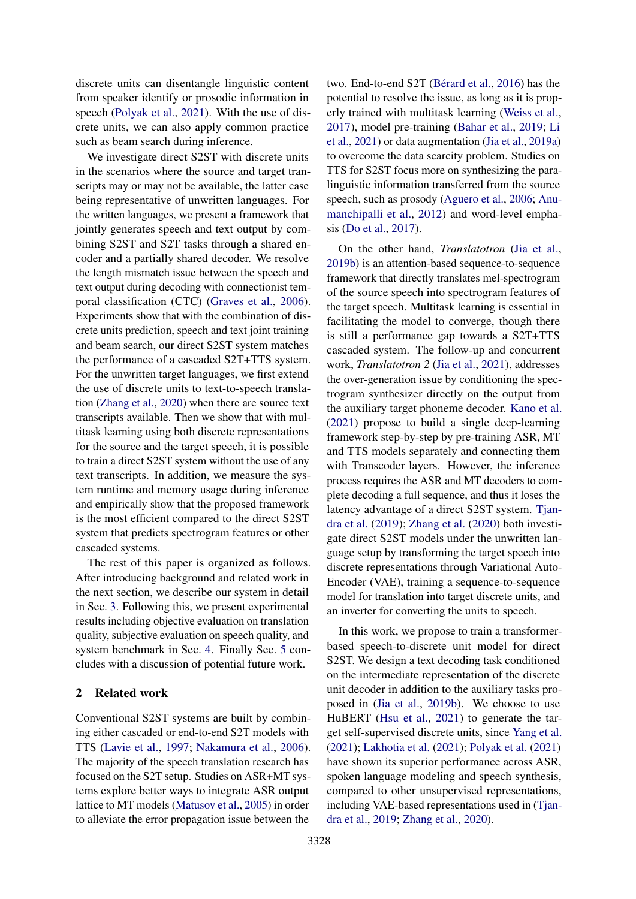discrete units can disentangle linguistic content from speaker identify or prosodic information in speech (Polyak et al., 2021). With the use of discrete units, we can also apply common practice such as beam search during inference.

We investigate direct S2ST with discrete units in the scenarios where the source and target transcripts may or may not be available, the latter case being representative of unwritten languages. For the written languages, we present a framework that jointly generates speech and text output by combining S2ST and S2T tasks through a shared encoder and a partially shared decoder. We resolve the length mismatch issue between the speech and text output during decoding with connectionist temporal classification (CTC) (Graves et al., 2006). Experiments show that with the combination of discrete units prediction, speech and text joint training and beam search, our direct S2ST system matches the performance of a cascaded S2T+TTS system. For the unwritten target languages, we first extend the use of discrete units to text-to-speech translation (Zhang et al., 2020) when there are source text transcripts available. Then we show that with multitask learning using both discrete representations for the source and the target speech, it is possible to train a direct S2ST system without the use of any text transcripts. In addition, we measure the system runtime and memory usage during inference and empirically show that the proposed framework is the most efficient compared to the direct S2ST system that predicts spectrogram features or other cascaded systems.

The rest of this paper is organized as follows. After introducing background and related work in the next section, we describe our system in detail in Sec. 3. Following this, we present experimental results including objective evaluation on translation quality, subjective evaluation on speech quality, and system benchmark in Sec. 4. Finally Sec. 5 concludes with a discussion of potential future work.

## 2 Related work

Conventional S2ST systems are built by combining either cascaded or end-to-end S2T models with TTS (Lavie et al., 1997; Nakamura et al., 2006). The majority of the speech translation research has focused on the S2T setup. Studies on ASR+MT systems explore better ways to integrate ASR output lattice to MT models (Matusov et al., 2005) in order to alleviate the error propagation issue between the two. End-to-end S2T (Bérard et al., 2016) has the potential to resolve the issue, as long as it is properly trained with multitask learning (Weiss et al., 2017), model pre-training (Bahar et al., 2019; Li et al., 2021) or data augmentation (Jia et al., 2019a) to overcome the data scarcity problem. Studies on TTS for S2ST focus more on synthesizing the paralinguistic information transferred from the source speech, such as prosody (Aguero et al., 2006; Anumanchipalli et al., 2012) and word-level emphasis (Do et al., 2017).

On the other hand, *Translatotron* (Jia et al., 2019b) is an attention-based sequence-to-sequence framework that directly translates mel-spectrogram of the source speech into spectrogram features of the target speech. Multitask learning is essential in facilitating the model to converge, though there is still a performance gap towards a S2T+TTS cascaded system. The follow-up and concurrent work, *Translatotron 2* (Jia et al., 2021), addresses the over-generation issue by conditioning the spectrogram synthesizer directly on the output from the auxiliary target phoneme decoder. Kano et al. (2021) propose to build a single deep-learning framework step-by-step by pre-training ASR, MT and TTS models separately and connecting them with Transcoder layers. However, the inference process requires the ASR and MT decoders to complete decoding a full sequence, and thus it loses the latency advantage of a direct S2ST system. Tjandra et al. (2019); Zhang et al. (2020) both investigate direct S2ST models under the unwritten language setup by transforming the target speech into discrete representations through Variational Auto-Encoder (VAE), training a sequence-to-sequence model for translation into target discrete units, and an inverter for converting the units to speech.

In this work, we propose to train a transformer-based speech-to-discrete unit model for direct S2ST. We design a text decoding task conditioned on the intermediate representation of the discrete unit decoder in addition to the auxiliary tasks proposed in (Jia et al., 2019b). We choose to use HuBERT (Hsu et al., 2021) to generate the target self-supervised discrete units, since Yang et al. (2021); Lakhotia et al. (2021); Polyak et al. (2021) have shown its superior performance across ASR, spoken language modeling and speech synthesis, compared to other unsupervised representations, including VAE-based representations used in (Tjandra et al., 2019; Zhang et al., 2020).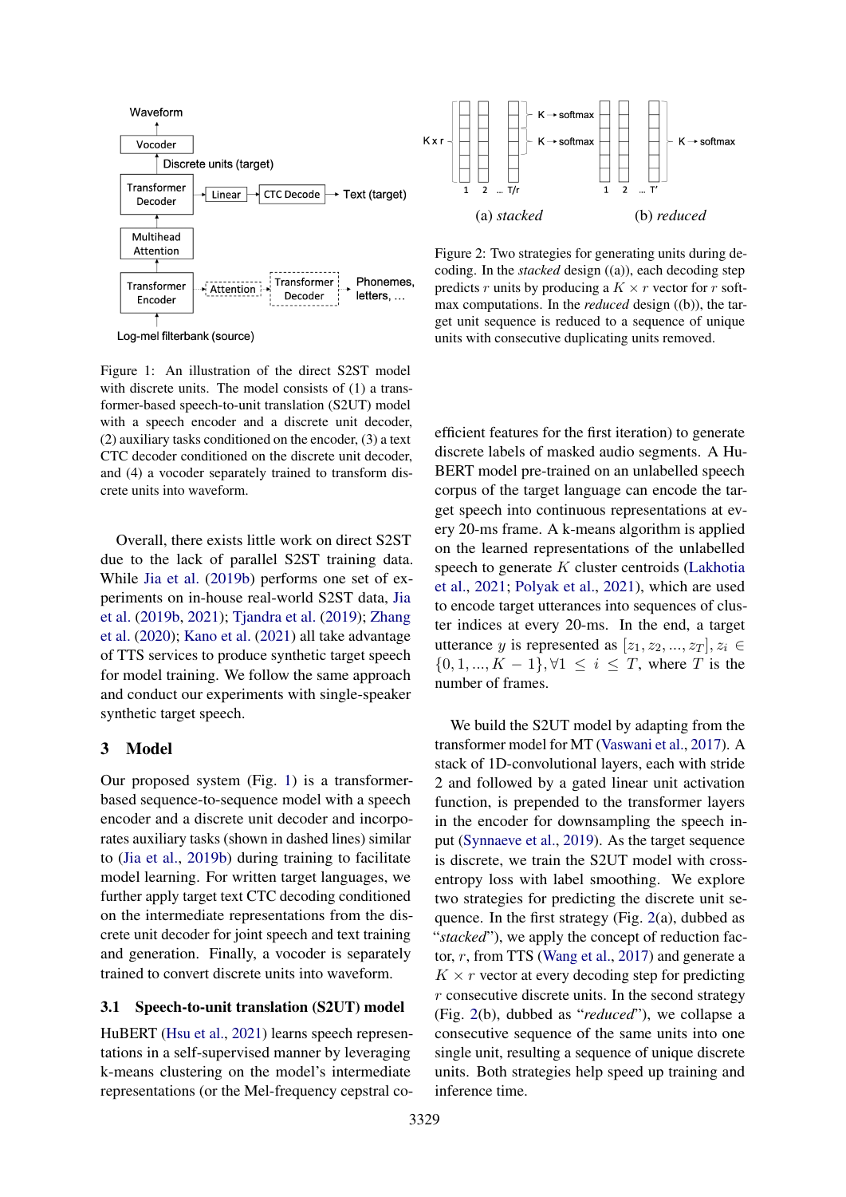Figure 1: An illustration of the direct S2ST model with discrete units. The model consists of (1) a transformer-based speech-to-unit translation (S2UT) model with a speech encoder and a discrete unit decoder, (2) auxiliary tasks conditioned on the encoder, (3) a text CTC decoder conditioned on the discrete unit decoder, and (4) a vocoder separately trained to transform discrete units into waveform.

Figure 2: Two strategies for generating units during decoding. In the *stacked* design ((a)), each decoding step predicts $r$ units by producing a $K \times r$ vector for $r$ softmax computations. In the *reduced* design ((b)), the target unit sequence is reduced to a sequence of unique units with consecutive duplicating units removed.

Overall, there exists little work on direct S2ST due to the lack of parallel S2ST training data. While Jia et al. (2019b) performs one set of experiments on in-house real-world S2ST data, Jia et al. (2019b, 2021); Tjandra et al. (2019); Zhang et al. (2020); Kano et al. (2021) all take advantage of TTS services to produce synthetic target speech for model training. We follow the same approach and conduct our experiments with single-speaker synthetic target speech.

## 3 Model

Our proposed system (Fig. 1) is a transformer-based sequence-to-sequence model with a speech encoder and a discrete unit decoder and incorporates auxiliary tasks (shown in dashed lines) similar to (Jia et al., 2019b) during training to facilitate model learning. For written target languages, we further apply target text CTC decoding conditioned on the intermediate representations from the discrete unit decoder for joint speech and text training and generation. Finally, a vocoder is separately trained to convert discrete units into waveform.

### 3.1 Speech-to-unit translation (S2UT) model

HuBERT (Hsu et al., 2021) learns speech representations in a self-supervised manner by leveraging k-means clustering on the model's intermediate representations (or the Mel-frequency cepstral coefficient features for the first iteration) to generate discrete labels of masked audio segments. A HuBERT model pre-trained on an unlabelled speech corpus of the target language can encode the target speech into continuous representations at every 20-ms frame. A k-means algorithm is applied on the learned representations of the unlabelled speech to generate $K$ cluster centroids (Lakhotia et al., 2021; Polyak et al., 2021), which are used to encode target utterances into sequences of cluster indices at every 20-ms. In the end, a target utterance $y$ is represented as $[z_1, z_2, ..., z_T], z_i \in \{0, 1, ..., K-1\}, \forall 1 \leq i \leq T$, where $T$ is the number of frames.

We build the S2UT model by adapting from the transformer model for MT (Vaswani et al., 2017). A stack of 1D-convolutional layers, each with stride 2 and followed by a gated linear unit activation function, is prepended to the transformer layers in the encoder for downsampling the speech input (Synnaeve et al., 2019). As the target sequence is discrete, we train the S2UT model with cross-entropy loss with label smoothing. We explore two strategies for predicting the discrete unit sequence. In the first strategy (Fig. 2(a), dubbed as "*stacked*"), we apply the concept of reduction factor, $r$, from TTS (Wang et al., 2017) and generate a $K \times r$ vector at every decoding step for predicting $r$ consecutive discrete units. In the second strategy (Fig. 2(b), dubbed as "*reduced*"), we collapse a consecutive sequence of the same units into one single unit, resulting a sequence of unique discrete units. Both strategies help speed up training and inference time.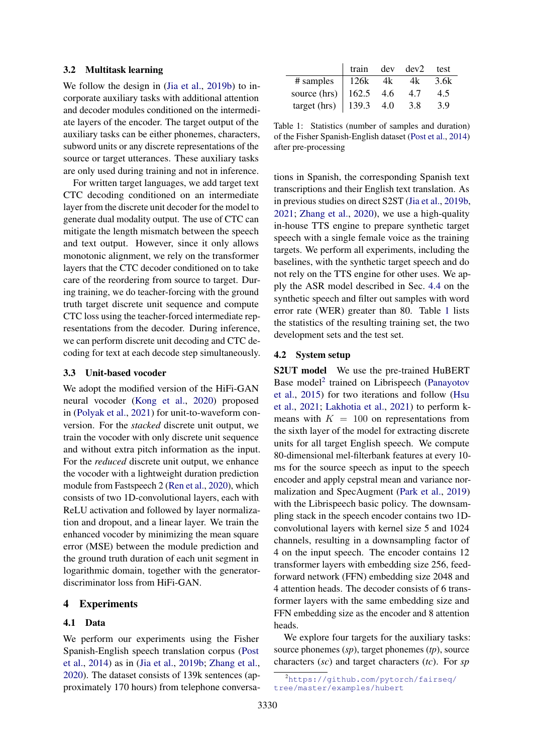### 3.2 Multitask learning

We follow the design in (Jia et al., 2019b) to incorporate auxiliary tasks with additional attention and decoder modules conditioned on the intermediate layers of the encoder. The target output of the auxiliary tasks can be either phonemes, characters, subword units or any discrete representations of the source or target utterances. These auxiliary tasks are only used during training and not in inference.

For written target languages, we add target text CTC decoding conditioned on an intermediate layer from the discrete unit decoder for the model to generate dual modality output. The use of CTC can mitigate the length mismatch between the speech and text output. However, since it only allows monotonic alignment, we rely on the transformer layers that the CTC decoder conditioned on to take care of the reordering from source to target. During training, we do teacher-forcing with the ground truth target discrete unit sequence and compute CTC loss using the teacher-forced intermediate representations from the decoder. During inference, we can perform discrete unit decoding and CTC decoding for text at each decode step simultaneously.

### 3.3 Unit-based vocoder

We adopt the modified version of the HiFi-GAN neural vocoder (Kong et al., 2020) proposed in (Polyak et al., 2021) for unit-to-waveform conversion. For the *stacked* discrete unit output, we train the vocoder with only discrete unit sequence and without extra pitch information as the input. For the *reduced* discrete unit output, we enhance the vocoder with a lightweight duration prediction module from Fastspeech 2 (Ren et al., 2020), which consists of two 1D-convolutional layers, each with ReLU activation and followed by layer normalization and dropout, and a linear layer. We train the enhanced vocoder by minimizing the mean square error (MSE) between the module prediction and the ground truth duration of each unit segment in logarithmic domain, together with the generator-discriminator loss from HiFi-GAN.

## 4 Experiments

### 4.1 Data

We perform our experiments using the Fisher Spanish-English speech translation corpus (Post et al., 2014) as in (Jia et al., 2019b; Zhang et al., 2020). The dataset consists of 139k sentences (approximately 170 hours) from telephone conversations in Spanish, the corresponding Spanish text transcriptions and their English text translation. As in previous studies on direct S2ST (Jia et al., 2019b, 2021; Zhang et al., 2020), we use a high-quality in-house TTS engine to prepare synthetic target speech with a single female voice as the training targets. We perform all experiments, including the baselines, with the synthetic target speech and do not rely on the TTS engine for other uses. We apply the ASR model described in Sec. 4.4 on the synthetic speech and filter out samples with word error rate (WER) greater than 80. Table 1 lists the statistics of the resulting training set, the two development sets and the test set.

| | train | dev | dev2 | test |
|---|---|---|---|---|
| # samples | 126k | 4k | 4k | 3.6k |
| source (hrs) | 162.5 | 4.6 | 4.7 | 4.5 |
| target (hrs) | 139.3 | 4.0 | 3.8 | 3.9 |

Table 1: Statistics (number of samples and duration) of the Fisher Spanish-English dataset (Post et al., 2014) after pre-processing

### 4.2 System setup

**S2UT model** We use the pre-trained HuBERT Base model[2] trained on Librispeech (Panayotov et al., 2015) for two iterations and follow (Hsu et al., 2021; Lakhotia et al., 2021) to perform k-means with $K = 100$ on representations from the sixth layer of the model for extracting discrete units for all target English speech. We compute 80-dimensional mel-filterbank features at every 10-ms for the source speech as input to the speech encoder and apply cepstral mean and variance normalization and SpecAugment (Park et al., 2019) with the Librispeech basic policy. The downsampling stack in the speech encoder contains two 1D-convolutional layers with kernel size 5 and 1024 channels, resulting in a downsampling factor of 4 on the input speech. The encoder contains 12 transformer layers with embedding size 256, feed-forward network (FFN) embedding size 2048 and 4 attention heads. The decoder consists of 6 transformer layers with the same embedding size and FFN embedding size as the encoder and 8 attention heads.

We explore four targets for the auxiliary tasks: source phonemes (*sp*), target phonemes (*tp*), source characters (*sc*) and target characters (*tc*). For *sp*

[2] https://github.com/pytorch/fairseq/tree/master/examples/hubert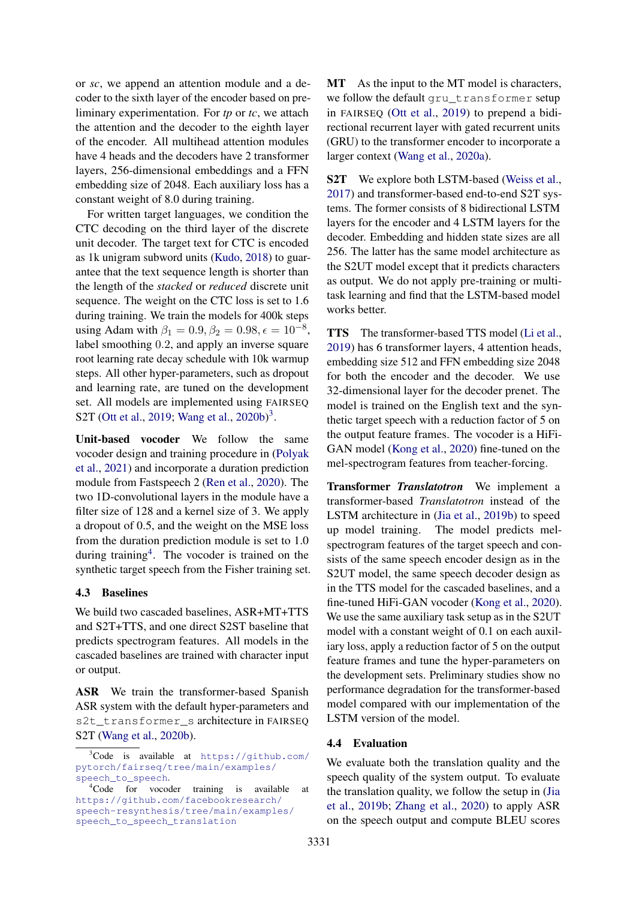or *sc*, we append an attention module and a decoder to the sixth layer of the encoder based on preliminary experimentation. For *tp* or *tc*, we attach the attention and the decoder to the eighth layer of the encoder. All multihead attention modules have 4 heads and the decoders have 2 transformer layers, 256-dimensional embeddings and a FFN embedding size of 2048. Each auxiliary loss has a constant weight of 8.0 during training.

For written target languages, we condition the CTC decoding on the third layer of the discrete unit decoder. The target text for CTC is encoded as 1k unigram subword units (Kudo, 2018) to guarantee that the text sequence length is shorter than the length of the *stacked* or *reduced* discrete unit sequence. The weight on the CTC loss is set to 1.6 during training. We train the models for 400k steps using Adam with $\beta_1 = 0.9, \beta_2 = 0.98, \epsilon = 10^{-8}$, label smoothing 0.2, and apply an inverse square root learning rate decay schedule with 10k warmup steps. All other hyper-parameters, such as dropout and learning rate, are tuned on the development set. All models are implemented using FAIRSEQ S2T (Ott et al., 2019; Wang et al., 2020b)[3].

**Unit-based vocoder** We follow the same vocoder design and training procedure in (Polyak et al., 2021) and incorporate a duration prediction module from Fastspeech 2 (Ren et al., 2020). The two 1D-convolutional layers in the module have a filter size of 128 and a kernel size of 3. We apply a dropout of 0.5, and the weight on the MSE loss from the duration prediction module is set to 1.0 during training[4]. The vocoder is trained on the synthetic target speech from the Fisher training set.

### 4.3 Baselines

We build two cascaded baselines, ASR+MT+TTS and S2T+TTS, and one direct S2ST baseline that predicts spectrogram features. All models in the cascaded baselines are trained with character input or output.

**ASR** We train the transformer-based Spanish ASR system with the default hyper-parameters and `s2t_transformer_s` architecture in FAIRSEQ S2T (Wang et al., 2020b).

**MT** As the input to the MT model is characters, we follow the default `gru_transformer` setup in FAIRSEQ (Ott et al., 2019) to prepend a bidirectional recurrent layer with gated recurrent units (GRU) to the transformer encoder to incorporate a larger context (Wang et al., 2020a).

**S2T** We explore both LSTM-based (Weiss et al., 2017) and transformer-based end-to-end S2T systems. The former consists of 8 bidirectional LSTM layers for the encoder and 4 LSTM layers for the decoder. Embedding and hidden state sizes are all 256. The latter has the same model architecture as the S2UT model except that it predicts characters as output. We do not apply pre-training or multitask learning and find that the LSTM-based model works better.

**TTS** The transformer-based TTS model (Li et al., 2019) has 6 transformer layers, 4 attention heads, embedding size 512 and FFN embedding size 2048 for both the encoder and the decoder. We use 32-dimensional layer for the decoder prenet. The model is trained on the English text and the synthetic target speech with a reduction factor of 5 on the output feature frames. The vocoder is a HiFi-GAN model (Kong et al., 2020) fine-tuned on the mel-spectrogram features from teacher-forcing.

**Transformer *Translatotron*** We implement a transformer-based *Translatotron* instead of the LSTM architecture in (Jia et al., 2019b) to speed up model training. The model predicts mel-spectrogram features of the target speech and consists of the same speech encoder design as in the S2UT model, the same speech decoder design as in the TTS model for the cascaded baselines, and a fine-tuned HiFi-GAN vocoder (Kong et al., 2020). We use the same auxiliary task setup as in the S2UT model with a constant weight of 0.1 on each auxiliary loss, apply a reduction factor of 5 on the output feature frames and tune the hyper-parameters on the development sets. Preliminary studies show no performance degradation for the transformer-based model compared with our implementation of the LSTM version of the model.

### 4.4 Evaluation

We evaluate both the translation quality and the speech quality of the system output. To evaluate the translation quality, we follow the setup in (Jia et al., 2019b; Zhang et al., 2020) to apply ASR on the speech output and compute BLEU scores

[3] Code is available at https://github.com/pytorch/fairseq/tree/main/examples/speech_to_speech.

[4] Code for vocoder training is available at https://github.com/facebookresearch/speech-resynthesis/tree/main/examples/speech_to_speech_translation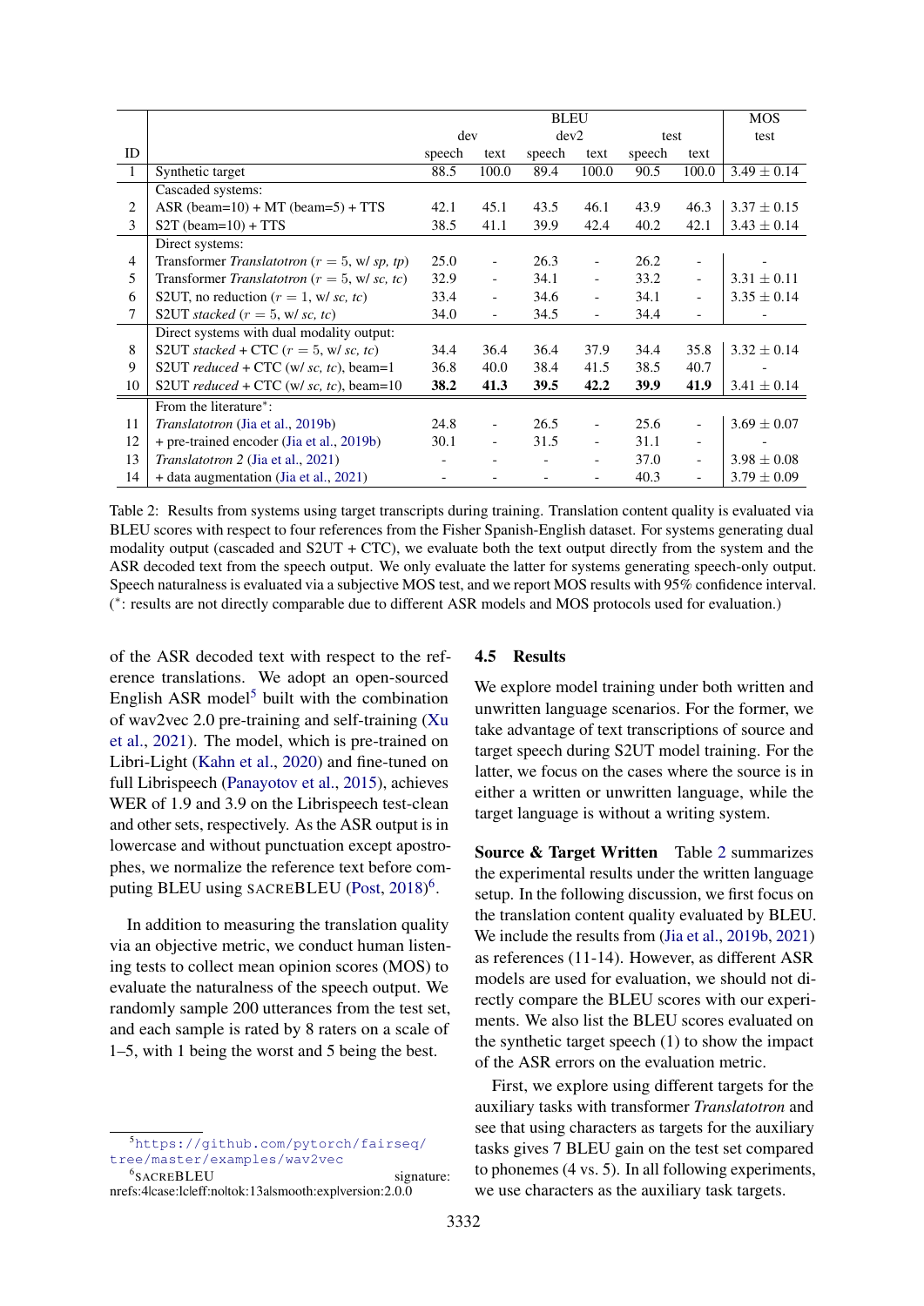| ID | | BLEU | | | | | | MOS |
|---|---|---|---|---|---|---|---|---|
| | | dev | | dev2 | | test | | test |
| | | speech | text | speech | text | speech | text | |
| 1 | Synthetic target | 88.5 | 100.0 | 89.4 | 100.0 | 90.5 | 100.0 | $3.49 \pm 0.14$ |
| | Cascaded systems: | | | | | | | |
| 2 | ASR (beam=10) + MT (beam=5) + TTS | 42.1 | 45.1 | 43.5 | 46.1 | 43.9 | 46.3 | $3.37 \pm 0.15$ |
| 3 | S2T (beam=10) + TTS | 38.5 | 41.1 | 39.9 | 42.4 | 40.2 | 42.1 | $3.43 \pm 0.14$ |
| | Direct systems: | | | | | | | |
| 4 | Transformer *Translatotron* ($r = 5$, w/ *sp, tp*) | 25.0 | - | 26.3 | - | 26.2 | - | - |
| 5 | Transformer *Translatotron* ($r = 5$, w/ *sc, tc*) | 32.9 | - | 34.1 | - | 33.2 | - | $3.31 \pm 0.11$ |
| 6 | S2UT, no reduction ($r = 1$, w/ *sc, tc*) | 33.4 | - | 34.6 | - | 34.1 | - | $3.35 \pm 0.14$ |
| 7 | S2UT *stacked* ($r = 5$, w/ *sc, tc*) | 34.0 | - | 34.5 | - | 34.4 | - | - |
| | Direct systems with dual modality output: | | | | | | | |
| 8 | S2UT *stacked* + CTC ($r = 5$, w/ *sc, tc*) | 34.4 | 36.4 | 36.4 | 37.9 | 34.4 | 35.8 | $3.32 \pm 0.14$ |
| 9 | S2UT *reduced* + CTC (w/ *sc, tc*), beam=1 | 36.8 | 40.0 | 38.4 | 41.5 | 38.5 | 40.7 | - |
| 10 | S2UT *reduced* + CTC (w/ *sc, tc*), beam=10 | **38.2** | **41.3** | **39.5** | **42.2** | **39.9** | **41.9** | $3.41 \pm 0.14$ |
| | From the literature*: | | | | | | | |
| 11 | *Translatotron* (Jia et al., 2019b) | 24.8 | - | 26.5 | - | 25.6 | - | $3.69 \pm 0.07$ |
| 12 | + pre-trained encoder (Jia et al., 2019b) | 30.1 | - | 31.5 | - | 31.1 | - | - |
| 13 | *Translatotron 2* (Jia et al., 2021) | - | - | - | - | 37.0 | - | $3.98 \pm 0.08$ |
| 14 | + data augmentation (Jia et al., 2021) | - | - | - | - | 40.3 | - | $3.79 \pm 0.09$ |

Table 2: Results from systems using target transcripts during training. Translation content quality is evaluated via BLEU scores with respect to four references from the Fisher Spanish-English dataset. For systems generating dual modality output (cascaded and S2UT + CTC), we evaluate both the text output directly from the system and the ASR decoded text from the speech output. We only evaluate the latter for systems generating speech-only output. Speech naturalness is evaluated via a subjective MOS test, and we report MOS results with 95% confidence interval. (*: results are not directly comparable due to different ASR models and MOS protocols used for evaluation.)

of the ASR decoded text with respect to the reference translations. We adopt an open-sourced English ASR model[5] built with the combination of wav2vec 2.0 pre-training and self-training (Xu et al., 2021). The model, which is pre-trained on Libri-Light (Kahn et al., 2020) and fine-tuned on full Librispeech (Panayotov et al., 2015), achieves WER of 1.9 and 3.9 on the Librispeech test-clean and other sets, respectively. As the ASR output is in lowercase and without punctuation except apostrophes, we normalize the reference text before computing BLEU using SACREBLEU (Post, 2018)[6].

In addition to measuring the translation quality via an objective metric, we conduct human listening tests to collect mean opinion scores (MOS) to evaluate the naturalness of the speech output. We randomly sample 200 utterances from the test set, and each sample is rated by 8 raters on a scale of 1–5, with 1 being the worst and 5 being the best.

[5] https://github.com/pytorch/fairseq/tree/master/examples/wav2vec

[6] SACREBLEU signature: nrefs:4|case:lc|eff:no|tok:13a|smooth:exp|version:2.0.0

### 4.5 Results

We explore model training under both written and unwritten language scenarios. For the former, we take advantage of text transcriptions of source and target speech during S2UT model training. For the latter, we focus on the cases where the source is in either a written or unwritten language, while the target language is without a writing system.

**Source & Target Written** Table 2 summarizes the experimental results under the written language setup. In the following discussion, we first focus on the translation content quality evaluated by BLEU. We include the results from (Jia et al., 2019b, 2021) as references (11-14). However, as different ASR models are used for evaluation, we should not directly compare the BLEU scores with our experiments. We also list the BLEU scores evaluated on the synthetic target speech (1) to show the impact of the ASR errors on the evaluation metric.

First, we explore using different targets for the auxiliary tasks with transformer *Translatotron* and see that using characters as targets for the auxiliary tasks gives 7 BLEU gain on the test set compared to phonemes (4 vs. 5). In all following experiments, we use characters as the auxiliary task targets.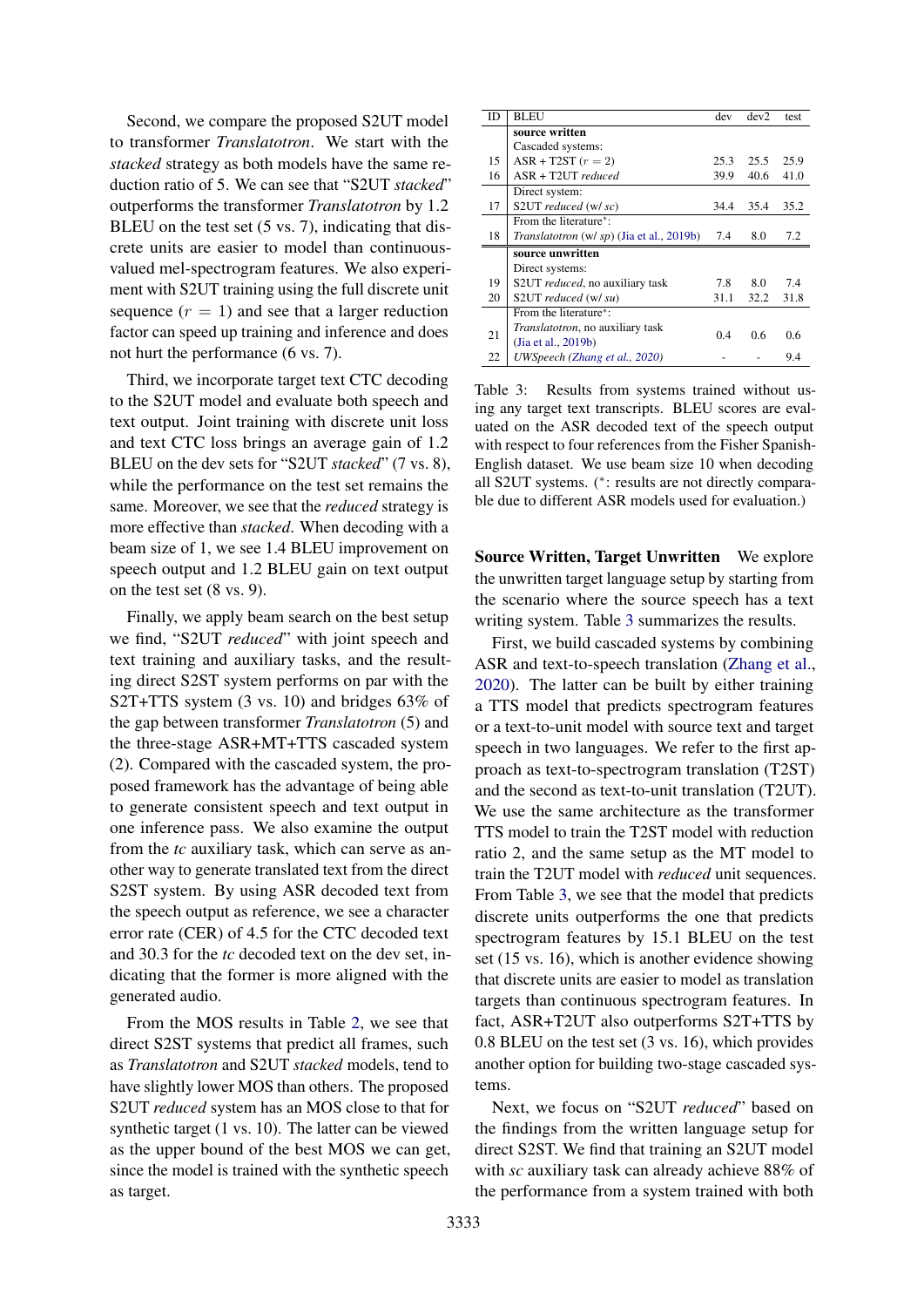Second, we compare the proposed S2UT model to transformer *Translatotron*. We start with the *stacked* strategy as both models have the same reduction ratio of 5. We can see that "S2UT *stacked*" outperforms the transformer *Translatotron* by 1.2 BLEU on the test set (5 vs. 7), indicating that discrete units are easier to model than continuous-valued mel-spectrogram features. We also experiment with S2UT training using the full discrete unit sequence ($r = 1$) and see that a larger reduction factor can speed up training and inference and does not hurt the performance (6 vs. 7).

Third, we incorporate target text CTC decoding to the S2UT model and evaluate both speech and text output. Joint training with discrete unit loss and text CTC loss brings an average gain of 1.2 BLEU on the dev sets for "S2UT *stacked*" (7 vs. 8), while the performance on the test set remains the same. Moreover, we see that the *reduced* strategy is more effective than *stacked*. When decoding with a beam size of 1, we see 1.4 BLEU improvement on speech output and 1.2 BLEU gain on text output on the test set (8 vs. 9).

Finally, we apply beam search on the best setup we find, "S2UT *reduced*" with joint speech and text training and auxiliary tasks, and the resulting direct S2ST system performs on par with the S2T+TTS system (3 vs. 10) and bridges 63% of the gap between transformer *Translatotron* (5) and the three-stage ASR+MT+TTS cascaded system (2). Compared with the cascaded system, the proposed framework has the advantage of being able to generate consistent speech and text output in one inference pass. We also examine the output from the *tc* auxiliary task, which can serve as another way to generate translated text from the direct S2ST system. By using ASR decoded text from the speech output as reference, we see a character error rate (CER) of 4.5 for the CTC decoded text and 30.3 for the *tc* decoded text on the dev set, indicating that the former is more aligned with the generated audio.

From the MOS results in Table 2, we see that direct S2ST systems that predict all frames, such as *Translatotron* and S2UT *stacked* models, tend to have slightly lower MOS than others. The proposed S2UT *reduced* system has an MOS close to that for synthetic target (1 vs. 10). The latter can be viewed as the upper bound of the best MOS we can get, since the model is trained with the synthetic speech as target.

| ID | BLEU | dev | dev2 | test |
|---|---|---|---|---|
| | **source written** | | | |
| | Cascaded systems: | | | |
| 15 | ASR + T2ST ($r = 2$) | 25.3 | 25.5 | 25.9 |
| 16 | ASR + T2UT *reduced* | 39.9 | 40.6 | 41.0 |
| | Direct system: | | | |
| 17 | S2UT *reduced* (w/ *sc*) | 34.4 | 35.4 | 35.2 |
| | From the literature*: | | | |
| 18 | *Translatotron* (w/ *sp*) (Jia et al., 2019b) | 7.4 | 8.0 | 7.2 |
| | **source unwritten** | | | |
| | Direct systems: | | | |
| 19 | S2UT *reduced*, no auxiliary task | 7.8 | 8.0 | 7.4 |
| 20 | S2UT *reduced* (w/ *su*) | 31.1 | 32.2 | 31.8 |
| | From the literature*: | | | |
| 21 | *Translatotron*, no auxiliary task (Jia et al., 2019b) | 0.4 | 0.6 | 0.6 |
| 22 | *UWSpeech* (Zhang et al., 2020) | - | - | 9.4 |

Table 3: Results from systems trained without using any target text transcripts. BLEU scores are evaluated on the ASR decoded text of the speech output with respect to four references from the Fisher Spanish-English dataset. We use beam size 10 when decoding all S2UT systems. (*: results are not directly comparable due to different ASR models used for evaluation.)

**Source Written, Target Unwritten** We explore the unwritten target language setup by starting from the scenario where the source speech has a text writing system. Table 3 summarizes the results.

First, we build cascaded systems by combining ASR and text-to-speech translation (Zhang et al., 2020). The latter can be built by either training a TTS model that predicts spectrogram features or a text-to-unit model with source text and target speech in two languages. We refer to the first approach as text-to-spectrogram translation (T2ST) and the second as text-to-unit translation (T2UT). We use the same architecture as the transformer TTS model to train the T2ST model with reduction ratio 2, and the same setup as the MT model to train the T2UT model with *reduced* unit sequences. From Table 3, we see that the model that predicts discrete units outperforms the one that predicts spectrogram features by 15.1 BLEU on the test set (15 vs. 16), which is another evidence showing that discrete units are easier to model as translation targets than continuous spectrogram features. In fact, ASR+T2UT also outperforms S2T+TTS by 0.8 BLEU on the test set (3 vs. 16), which provides another option for building two-stage cascaded systems.

Next, we focus on "S2UT *reduced*" based on the findings from the written language setup for direct S2ST. We find that training an S2UT model with *sc* auxiliary task can already achieve 88% of the performance from a system trained with both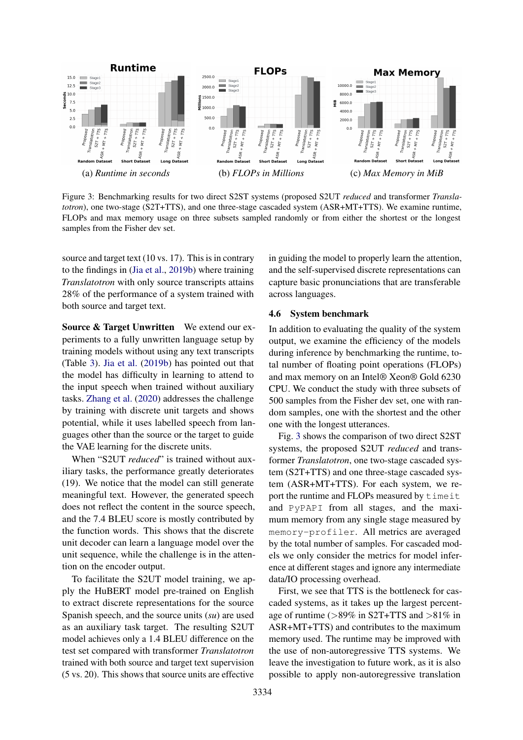(a) *Runtime in seconds* (b) *FLOPs in Millions* (c) *Max Memory in MiB*

Figure 3: Benchmarking results for two direct S2ST systems (proposed S2UT *reduced* and transformer *Translatotron*), one two-stage (S2T+TTS), and one three-stage cascaded system (ASR+MT+TTS). We examine runtime, FLOPs and max memory usage on three subsets sampled randomly or from either the shortest or the longest samples from the Fisher dev set.

source and target text (10 vs. 17). This is in contrary to the findings in (Jia et al., 2019b) where training *Translatotron* with only source transcripts attains 28% of the performance of a system trained with both source and target text.

**Source & Target Unwritten** We extend our experiments to a fully unwritten language setup by training models without using any text transcripts (Table 3). Jia et al. (2019b) has pointed out that the model has difficulty in learning to attend to the input speech when trained without auxiliary tasks. Zhang et al. (2020) addresses the challenge by training with discrete unit targets and shows potential, while it uses labelled speech from languages other than the source or the target to guide the VAE learning for the discrete units.

When "S2UT *reduced*" is trained without auxiliary tasks, the performance greatly deteriorates (19). We notice that the model can still generate meaningful text. However, the generated speech does not reflect the content in the source speech, and the 7.4 BLEU score is mostly contributed by the function words. This shows that the discrete unit decoder can learn a language model over the unit sequence, while the challenge is in the attention on the encoder output.

To facilitate the S2UT model training, we apply the HuBERT model pre-trained on English to extract discrete representations for the source Spanish speech, and the source units (*su*) are used as an auxiliary task target. The resulting S2UT model achieves only a 1.4 BLEU difference on the test set compared with transformer *Translatotron* trained with both source and target text supervision (5 vs. 20). This shows that source units are effective in guiding the model to properly learn the attention, and the self-supervised discrete representations can capture basic pronunciations that are transferable across languages.

### 4.6 System benchmark

In addition to evaluating the quality of the system output, we examine the efficiency of the models during inference by benchmarking the runtime, total number of floating point operations (FLOPs) and max memory on an Intel® Xeon® Gold 6230 CPU. We conduct the study with three subsets of 500 samples from the Fisher dev set, one with random samples, one with the shortest and the other one with the longest utterances.

Fig. 3 shows the comparison of two direct S2ST systems, the proposed S2UT *reduced* and transformer *Translatotron*, one two-stage cascaded system (S2T+TTS) and one three-stage cascaded system (ASR+MT+TTS). For each system, we report the runtime and FLOPs measured by `timeit` and `PyPAPI` from all stages, and the maximum memory from any single stage measured by `memory-profiler`. All metrics are averaged by the total number of samples. For cascaded models we only consider the metrics for model inference at different stages and ignore any intermediate data/IO processing overhead.

First, we see that TTS is the bottleneck for cascaded systems, as it takes up the largest percentage of runtime (>89% in S2T+TTS and >81% in ASR+MT+TTS) and contributes to the maximum memory used. The runtime may be improved with the use of non-autoregressive TTS systems. We leave the investigation to future work, as it is also possible to apply non-autoregressive translation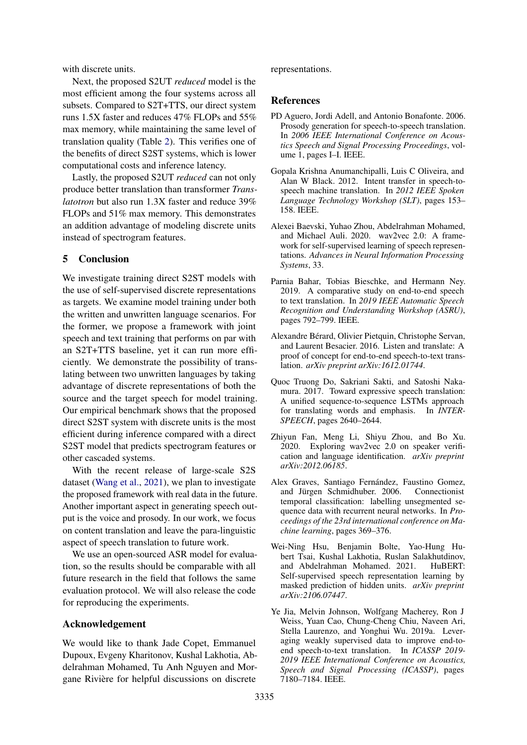with discrete units.

Next, the proposed S2UT *reduced* model is the most efficient among the four systems across all subsets. Compared to S2T+TTS, our direct system runs 1.5X faster and reduces 47% FLOPs and 55% max memory, while maintaining the same level of translation quality (Table 2). This verifies one of the benefits of direct S2ST systems, which is lower computational costs and inference latency.

Lastly, the proposed S2UT *reduced* can not only produce better translation than transformer *Translatotron* but also run 1.3X faster and reduce 39% FLOPs and 51% max memory. This demonstrates an addition advantage of modeling discrete units instead of spectrogram features.

## 5 Conclusion

We investigate training direct S2ST models with the use of self-supervised discrete representations as targets. We examine model training under both the written and unwritten language scenarios. For the former, we propose a framework with joint speech and text training that performs on par with an S2T+TTS baseline, yet it can run more efficiently. We demonstrate the possibility of translating between two unwritten languages by taking advantage of discrete representations of both the source and the target speech for model training. Our empirical benchmark shows that the proposed direct S2ST system with discrete units is the most efficient during inference compared with a direct S2ST model that predicts spectrogram features or other cascaded systems.

With the recent release of large-scale S2S dataset (Wang et al., 2021), we plan to investigate the proposed framework with real data in the future. Another important aspect in generating speech output is the voice and prosody. In our work, we focus on content translation and leave the para-linguistic aspect of speech translation to future work.

We use an open-sourced ASR model for evaluation, so the results should be comparable with all future research in the field that follows the same evaluation protocol. We will also release the code for reproducing the experiments.

## Acknowledgement

We would like to thank Jade Copet, Emmanuel Dupoux, Evgeny Kharitonov, Kushal Lakhotia, Abdelrahman Mohamed, Tu Anh Nguyen and Morgane Rivière for helpful discussions on discrete representations.

## References

PD Aguero, Jordi Adell, and Antonio Bonafonte. 2006. Prosody generation for speech-to-speech translation. In *2006 IEEE International Conference on Acoustics Speech and Signal Processing Proceedings*, volume 1, pages I–I. IEEE.

Gopala Krishna Anumanchipalli, Luis C Oliveira, and Alan W Black. 2012. Intent transfer in speech-to-speech machine translation. In *2012 IEEE Spoken Language Technology Workshop (SLT)*, pages 153–158. IEEE.

Alexei Baevski, Yuhao Zhou, Abdelrahman Mohamed, and Michael Auli. 2020. wav2vec 2.0: A framework for self-supervised learning of speech representations. *Advances in Neural Information Processing Systems*, 33.

Parnia Bahar, Tobias Bieschke, and Hermann Ney. 2019. A comparative study on end-to-end speech to text translation. In *2019 IEEE Automatic Speech Recognition and Understanding Workshop (ASRU)*, pages 792–799. IEEE.

Alexandre Bérard, Olivier Pietquin, Christophe Servan, and Laurent Besacier. 2016. Listen and translate: A proof of concept for end-to-end speech-to-text translation. *arXiv preprint arXiv:1612.01744*.

Quoc Truong Do, Sakriani Sakti, and Satoshi Nakamura. 2017. Toward expressive speech translation: A unified sequence-to-sequence LSTMs approach for translating words and emphasis. In *INTERSPEECH*, pages 2640–2644.

Zhiyun Fan, Meng Li, Shiyu Zhou, and Bo Xu. 2020. Exploring wav2vec 2.0 on speaker verification and language identification. *arXiv preprint arXiv:2012.06185*.

Alex Graves, Santiago Fernández, Faustino Gomez, and Jürgen Schmidhuber. 2006. Connectionist temporal classification: labelling unsegmented sequence data with recurrent neural networks. In *Proceedings of the 23rd international conference on Machine learning*, pages 369–376.

Wei-Ning Hsu, Benjamin Bolte, Yao-Hung Hubert Tsai, Kushal Lakhotia, Ruslan Salakhutdinov, and Abdelrahman Mohamed. 2021. HuBERT: Self-supervised speech representation learning by masked prediction of hidden units. *arXiv preprint arXiv:2106.07447*.

Ye Jia, Melvin Johnson, Wolfgang Macherey, Ron J Weiss, Yuan Cao, Chung-Cheng Chiu, Naveen Ari, Stella Laurenzo, and Yonghui Wu. 2019a. Leveraging weakly supervised data to improve end-to-end speech-to-text translation. In *ICASSP 2019-2019 IEEE International Conference on Acoustics, Speech and Signal Processing (ICASSP)*, pages 7180–7184. IEEE.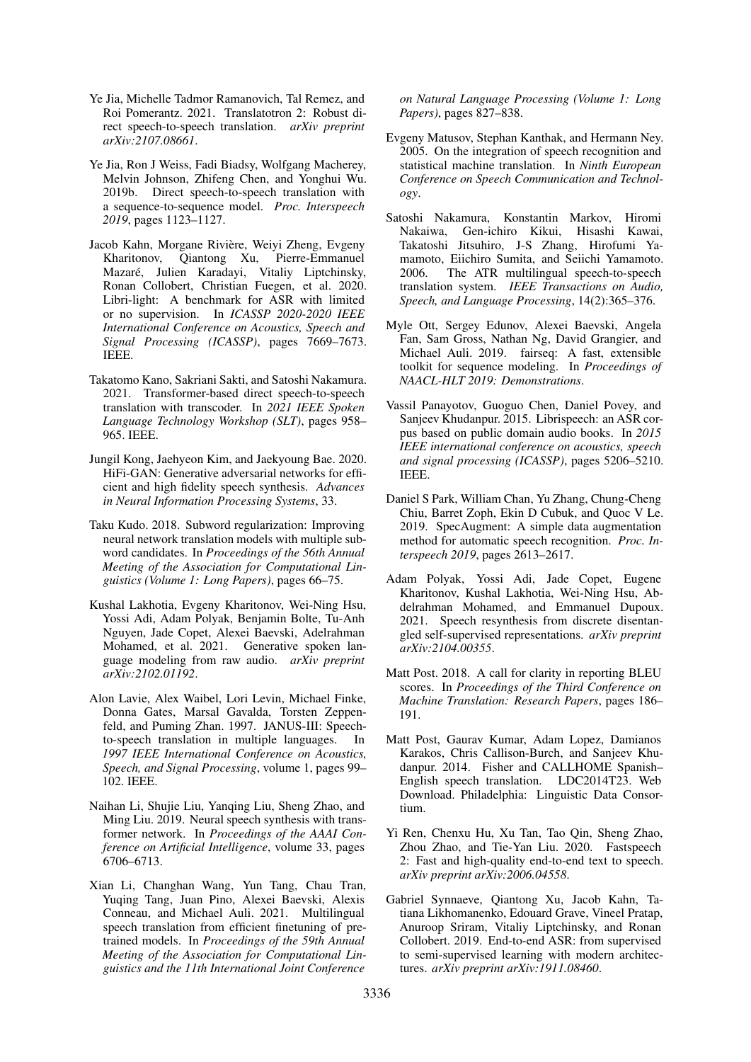Ye Jia, Michelle Tadmor Ramanovich, Tal Remez, and Roi Pomerantz. 2021. Translatotron 2: Robust direct speech-to-speech translation. *arXiv preprint arXiv:2107.08661*.

Ye Jia, Ron J Weiss, Fadi Biadsy, Wolfgang Macherey, Melvin Johnson, Zhifeng Chen, and Yonghui Wu. 2019b. Direct speech-to-speech translation with a sequence-to-sequence model. *Proc. Interspeech 2019*, pages 1123–1127.

Jacob Kahn, Morgane Rivière, Weiyi Zheng, Evgeny Kharitonov, Qiantong Xu, Pierre-Emmanuel Mazaré, Julien Karadayi, Vitaliy Liptchinsky, Ronan Collobert, Christian Fuegen, et al. 2020. Libri-light: A benchmark for ASR with limited or no supervision. In *ICASSP 2020-2020 IEEE International Conference on Acoustics, Speech and Signal Processing (ICASSP)*, pages 7669–7673. IEEE.

Takatomo Kano, Sakriani Sakti, and Satoshi Nakamura. 2021. Transformer-based direct speech-to-speech translation with transcoder. In *2021 IEEE Spoken Language Technology Workshop (SLT)*, pages 958–965. IEEE.

Jungil Kong, Jaehyeon Kim, and Jaekyoung Bae. 2020. HiFi-GAN: Generative adversarial networks for efficient and high fidelity speech synthesis. *Advances in Neural Information Processing Systems*, 33.

Taku Kudo. 2018. Subword regularization: Improving neural network translation models with multiple subword candidates. In *Proceedings of the 56th Annual Meeting of the Association for Computational Linguistics (Volume 1: Long Papers)*, pages 66–75.

Kushal Lakhotia, Evgeny Kharitonov, Wei-Ning Hsu, Yossi Adi, Adam Polyak, Benjamin Bolte, Tu-Anh Nguyen, Jade Copet, Alexei Baevski, Adelrahman Mohamed, et al. 2021. Generative spoken language modeling from raw audio. *arXiv preprint arXiv:2102.01192*.

Alon Lavie, Alex Waibel, Lori Levin, Michael Finke, Donna Gates, Marsal Gavalda, Torsten Zeppenfeld, and Puming Zhan. 1997. JANUS-III: Speech-to-speech translation in multiple languages. In *1997 IEEE International Conference on Acoustics, Speech, and Signal Processing*, volume 1, pages 99–102. IEEE.

Naihan Li, Shujie Liu, Yanqing Liu, Sheng Zhao, and Ming Liu. 2019. Neural speech synthesis with transformer network. In *Proceedings of the AAAI Conference on Artificial Intelligence*, volume 33, pages 6706–6713.

Xian Li, Changhan Wang, Yun Tang, Chau Tran, Yuqing Tang, Juan Pino, Alexei Baevski, Alexis Conneau, and Michael Auli. 2021. Multilingual speech translation from efficient finetuning of pretrained models. In *Proceedings of the 59th Annual Meeting of the Association for Computational Linguistics and the 11th International Joint Conference on Natural Language Processing (Volume 1: Long Papers)*, pages 827–838.

Evgeny Matusov, Stephan Kanthak, and Hermann Ney. 2005. On the integration of speech recognition and statistical machine translation. In *Ninth European Conference on Speech Communication and Technology*.

Satoshi Nakamura, Konstantin Markov, Hiromi Nakaiwa, Gen-ichiro Kikui, Hisashi Kawai, Takatoshi Jitsuhiro, J-S Zhang, Hirofumi Yamamoto, Eiichiro Sumita, and Seiichi Yamamoto. 2006. The ATR multilingual speech-to-speech translation system. *IEEE Transactions on Audio, Speech, and Language Processing*, 14(2):365–376.

Myle Ott, Sergey Edunov, Alexei Baevski, Angela Fan, Sam Gross, Nathan Ng, David Grangier, and Michael Auli. 2019. fairseq: A fast, extensible toolkit for sequence modeling. In *Proceedings of NAACL-HLT 2019: Demonstrations*.

Vassil Panayotov, Guoguo Chen, Daniel Povey, and Sanjeev Khudanpur. 2015. Librispeech: an ASR corpus based on public domain audio books. In *2015 IEEE international conference on acoustics, speech and signal processing (ICASSP)*, pages 5206–5210. IEEE.

Daniel S Park, William Chan, Yu Zhang, Chung-Cheng Chiu, Barret Zoph, Ekin D Cubuk, and Quoc V Le. 2019. SpecAugment: A simple data augmentation method for automatic speech recognition. *Proc. Interspeech 2019*, pages 2613–2617.

Adam Polyak, Yossi Adi, Jade Copet, Eugene Kharitonov, Kushal Lakhotia, Wei-Ning Hsu, Abdelrahman Mohamed, and Emmanuel Dupoux. 2021. Speech resynthesis from discrete disentangled self-supervised representations. *arXiv preprint arXiv:2104.00355*.

Matt Post. 2018. A call for clarity in reporting BLEU scores. In *Proceedings of the Third Conference on Machine Translation: Research Papers*, pages 186–191.

Matt Post, Gaurav Kumar, Adam Lopez, Damianos Karakos, Chris Callison-Burch, and Sanjeev Khudanpur. 2014. Fisher and CALLHOME Spanish–English speech translation. LDC2014T23. Web Download. Philadelphia: Linguistic Data Consortium.

Yi Ren, Chenxu Hu, Xu Tan, Tao Qin, Sheng Zhao, Zhou Zhao, and Tie-Yan Liu. 2020. Fastspeech 2: Fast and high-quality end-to-end text to speech. *arXiv preprint arXiv:2006.04558*.

Gabriel Synnaeve, Qiantong Xu, Jacob Kahn, Tatiana Likhomanenko, Edouard Grave, Vineel Pratap, Anuroop Sriram, Vitaliy Liptchinsky, and Ronan Collobert. 2019. End-to-end ASR: from supervised to semi-supervised learning with modern architectures. *arXiv preprint arXiv:1911.08460*.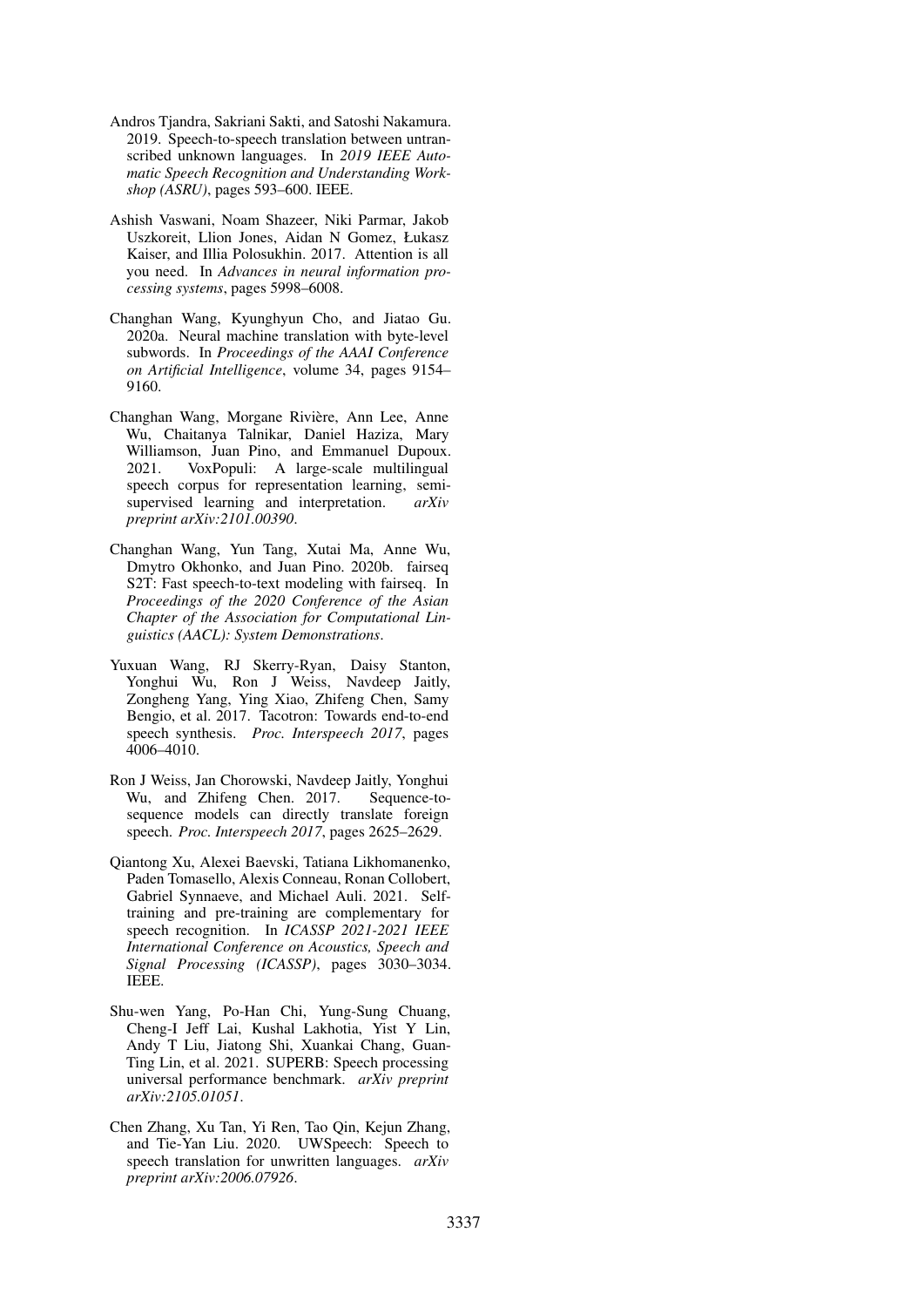Andros Tjandra, Sakriani Sakti, and Satoshi Nakamura. 2019. Speech-to-speech translation between untranscribed unknown languages. In *2019 IEEE Automatic Speech Recognition and Understanding Workshop (ASRU)*, pages 593–600. IEEE.

Ashish Vaswani, Noam Shazeer, Niki Parmar, Jakob Uszkoreit, Llion Jones, Aidan N Gomez, Łukasz Kaiser, and Illia Polosukhin. 2017. Attention is all you need. In *Advances in neural information processing systems*, pages 5998–6008.

Changhan Wang, Kyunghyun Cho, and Jiatao Gu. 2020a. Neural machine translation with byte-level subwords. In *Proceedings of the AAAI Conference on Artificial Intelligence*, volume 34, pages 9154–9160.

Changhan Wang, Morgane Rivière, Ann Lee, Anne Wu, Chaitanya Talnikar, Daniel Haziza, Mary Williamson, Juan Pino, and Emmanuel Dupoux. 2021. VoxPopuli: A large-scale multilingual speech corpus for representation learning, semi-supervised learning and interpretation. *arXiv preprint arXiv:2101.00390*.

Changhan Wang, Yun Tang, Xutai Ma, Anne Wu, Dmytro Okhonko, and Juan Pino. 2020b. fairseq S2T: Fast speech-to-text modeling with fairseq. In *Proceedings of the 2020 Conference of the Asian Chapter of the Association for Computational Linguistics (AACL): System Demonstrations*.

Yuxuan Wang, RJ Skerry-Ryan, Daisy Stanton, Yonghui Wu, Ron J Weiss, Navdeep Jaitly, Zongheng Yang, Ying Xiao, Zhifeng Chen, Samy Bengio, et al. 2017. Tacotron: Towards end-to-end speech synthesis. *Proc. Interspeech 2017*, pages 4006–4010.

Ron J Weiss, Jan Chorowski, Navdeep Jaitly, Yonghui Wu, and Zhifeng Chen. 2017. Sequence-to-sequence models can directly translate foreign speech. *Proc. Interspeech 2017*, pages 2625–2629.

Qiantong Xu, Alexei Baevski, Tatiana Likhomanenko, Paden Tomasello, Alexis Conneau, Ronan Collobert, Gabriel Synnaeve, and Michael Auli. 2021. Self-training and pre-training are complementary for speech recognition. In *ICASSP 2021-2021 IEEE International Conference on Acoustics, Speech and Signal Processing (ICASSP)*, pages 3030–3034. IEEE.

Shu-wen Yang, Po-Han Chi, Yung-Sung Chuang, Cheng-I Jeff Lai, Kushal Lakhotia, Yist Y Lin, Andy T Liu, Jiatong Shi, Xuankai Chang, Guan-Ting Lin, et al. 2021. SUPERB: Speech processing universal performance benchmark. *arXiv preprint arXiv:2105.01051*.

Chen Zhang, Xu Tan, Yi Ren, Tao Qin, Kejun Zhang, and Tie-Yan Liu. 2020. UWSpeech: Speech to speech translation for unwritten languages. *arXiv preprint arXiv:2006.07926*.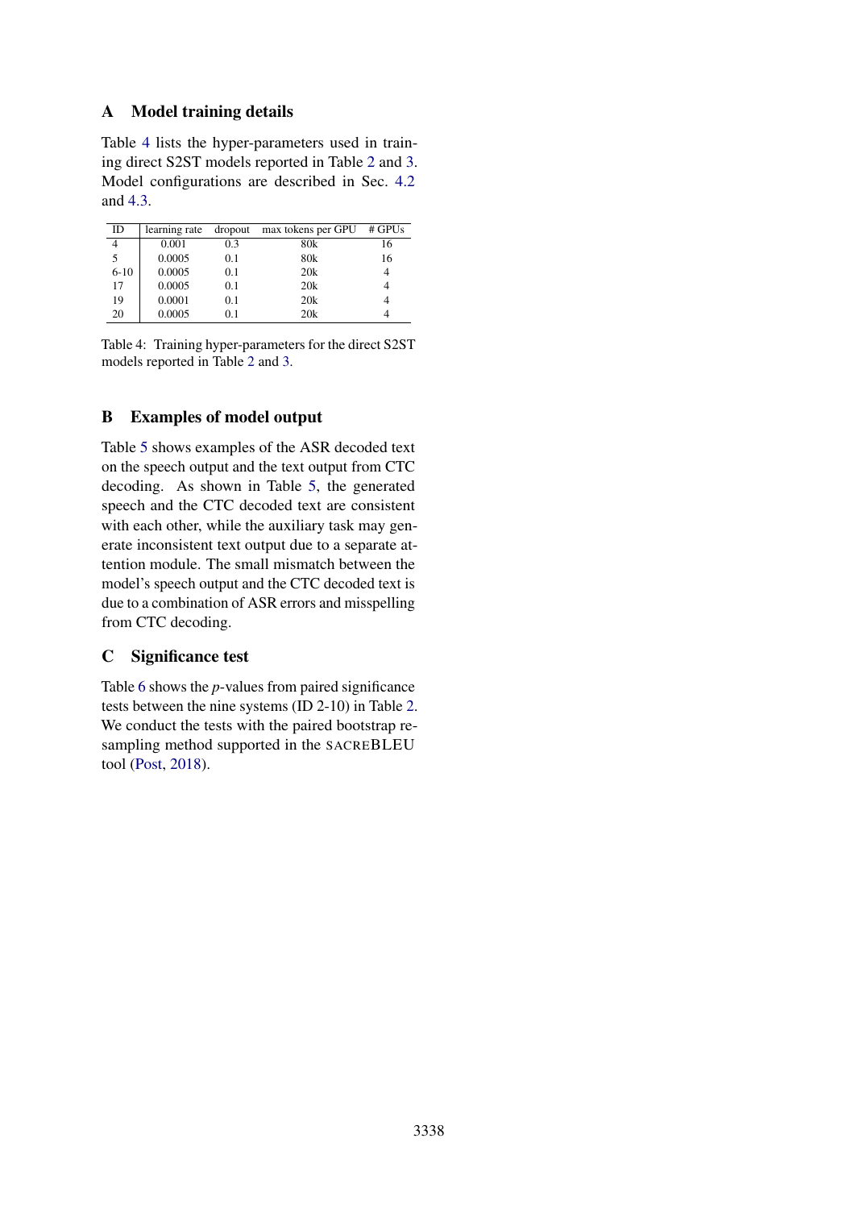## A Model training details

Table 4 lists the hyper-parameters used in training direct S2ST models reported in Table 2 and 3. Model configurations are described in Sec. 4.2 and 4.3.

| ID | learning rate | dropout | max tokens per GPU | # GPUs |
|---|---|---|---|---|
| 4 | 0.001 | 0.3 | 80k | 16 |
| 5 | 0.0005 | 0.1 | 80k | 16 |
| 6-10 | 0.0005 | 0.1 | 20k | 4 |
| 17 | 0.0005 | 0.1 | 20k | 4 |
| 19 | 0.0001 | 0.1 | 20k | 4 |
| 20 | 0.0005 | 0.1 | 20k | 4 |

Table 4: Training hyper-parameters for the direct S2ST models reported in Table 2 and 3.

## B Examples of model output

Table 5 shows examples of the ASR decoded text on the speech output and the text output from CTC decoding. As shown in Table 5, the generated speech and the CTC decoded text are consistent with each other, while the auxiliary task may generate inconsistent text output due to a separate attention module. The small mismatch between the model's speech output and the CTC decoded text is due to a combination of ASR errors and misspelling from CTC decoding.

## C Significance test

Table 6 shows the *p*-values from paired significance tests between the nine systems (ID 2-10) in Table 2. We conduct the tests with the paired bootstrap resampling method supported in the SACREBLEU tool (Post, 2018).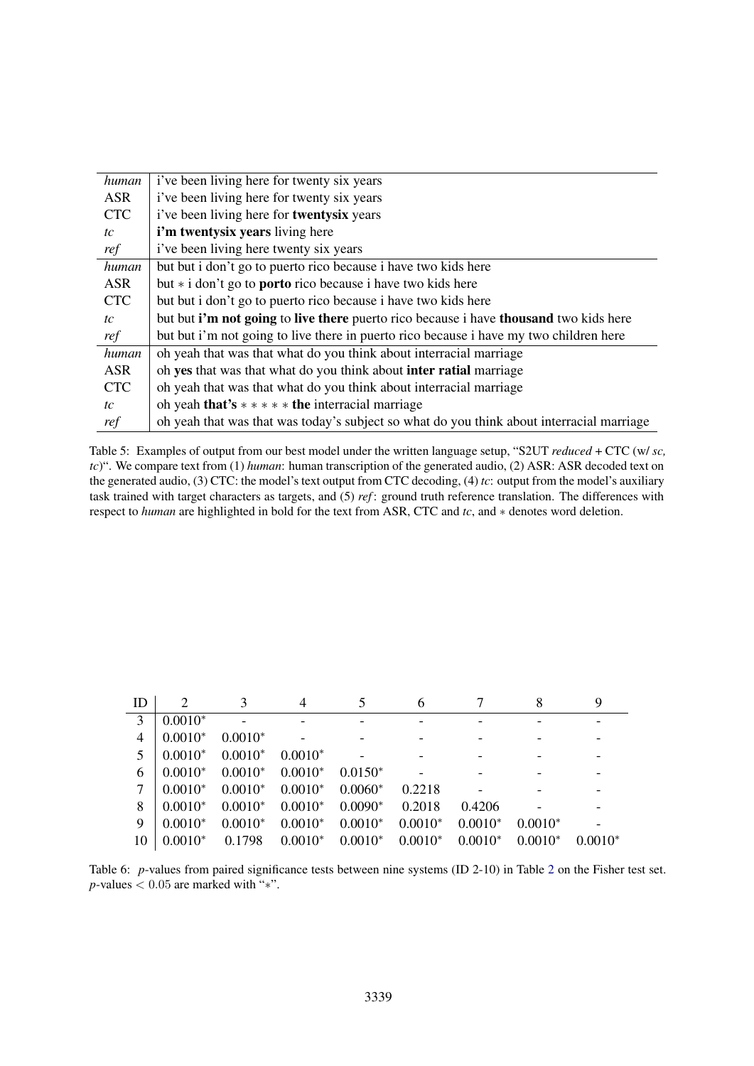| | |
|---|---|
| *human* | i've been living here for twenty six years |
| ASR | i've been living here for twenty six years |
| CTC | i've been living here for **twentysix** years |
| *tc* | **i'm twentysix years** living here |
| *ref* | i've been living here twenty six years |
| *human* | but but i don't go to puerto rico because i have two kids here |
| ASR | but * i don't go to **porto** rico because i have two kids here |
| CTC | but but i don't go to puerto rico because i have two kids here |
| *tc* | but but **i'm not going** to **live there** puerto rico because i have **thousand** two kids here |
| *ref* | but but i'm not going to live there in puerto rico because i have my two children here |
| *human* | oh yeah that was that what do you think about interracial marriage |
| ASR | oh **yes** that was that what do you think about **inter ratial** marriage |
| CTC | oh yeah that was that what do you think about interracial marriage |
| *tc* | oh yeah **that's** * * * * * **the** interracial marriage |
| *ref* | oh yeah that was that was today's subject so what do you think about interracial marriage |

Table 5: Examples of output from our best model under the written language setup, "S2UT *reduced* + CTC (w/ *sc, tc*)". We compare text from (1) *human*: human transcription of the generated audio, (2) ASR: ASR decoded text on the generated audio, (3) CTC: the model's text output from CTC decoding, (4) *tc*: output from the model's auxiliary task trained with target characters as targets, and (5) *ref*: ground truth reference translation. The differences with respect to *human* are highlighted in bold for the text from ASR, CTC and *tc*, and * denotes word deletion.

| ID | 2 | 3 | 4 | 5 | 6 | 7 | 8 | 9 |
|---|---|---|---|---|---|---|---|---|
| 3 | 0.0010* | - | - | - | - | - | - | - |
| 4 | 0.0010* | 0.0010* | - | - | - | - | - | - |
| 5 | 0.0010* | 0.0010* | 0.0010* | - | - | - | - | - |
| 6 | 0.0010* | 0.0010* | 0.0010* | 0.0150* | - | - | - | - |
| 7 | 0.0010* | 0.0010* | 0.0010* | 0.0060* | 0.2218 | - | - | - |
| 8 | 0.0010* | 0.0010* | 0.0010* | 0.0090* | 0.2018 | 0.4206 | - | - |
| 9 | 0.0010* | 0.0010* | 0.0010* | 0.0010* | 0.0010* | 0.0010* | 0.0010* | - |
| 10 | 0.0010* | 0.1798 | 0.0010* | 0.0010* | 0.0010* | 0.0010* | 0.0010* | 0.0010* |

Table 6: $p$-values from paired significance tests between nine systems (ID 2-10) in Table 2 on the Fisher test set. $p$-values $< 0.05$ are marked with "*".